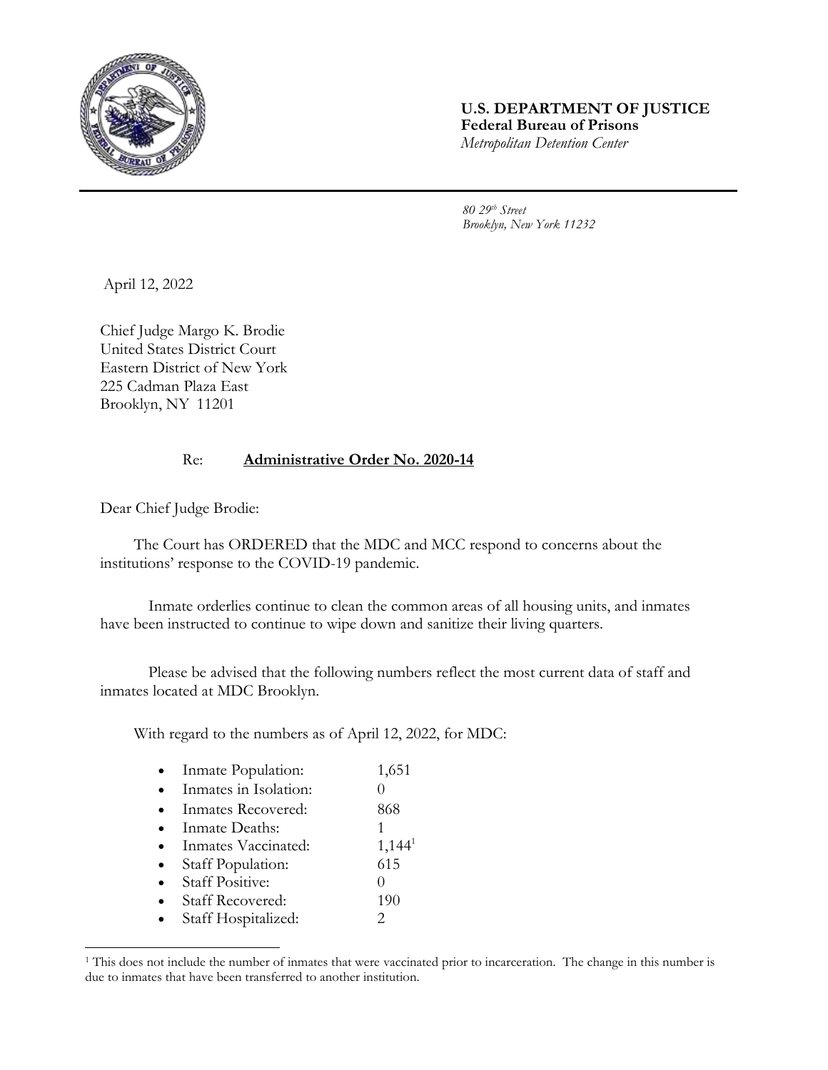**U.S. DEPARTMENT OF JUSTICE**
**Federal Bureau of Prisons**
*Metropolitan Detention Center*

*80 29th Street*
*Brooklyn, New York 11232*

April 12, 2022

Chief Judge Margo K. Brodie
United States District Court
Eastern District of New York
225 Cadman Plaza East
Brooklyn, NY 11201

Re: **Administrative Order No. 2020-14**

Dear Chief Judge Brodie:

The Court has ORDERED that the MDC and MCC respond to concerns about the institutions' response to the COVID-19 pandemic.

Inmate orderlies continue to clean the common areas of all housing units, and inmates have been instructed to continue to wipe down and sanitize their living quarters.

Please be advised that the following numbers reflect the most current data of staff and inmates located at MDC Brooklyn.

With regard to the numbers as of April 12, 2022, for MDC:

- Inmate Population: 1,651
- Inmates in Isolation: 0
- Inmates Recovered: 868
- Inmate Deaths: 1
- Inmates Vaccinated: 1,144[1]
- Staff Population: 615
- Staff Positive: 0
- Staff Recovered: 190
- Staff Hospitalized: 2

[1] This does not include the number of inmates that were vaccinated prior to incarceration. The change in this number is due to inmates that have been transferred to another institution.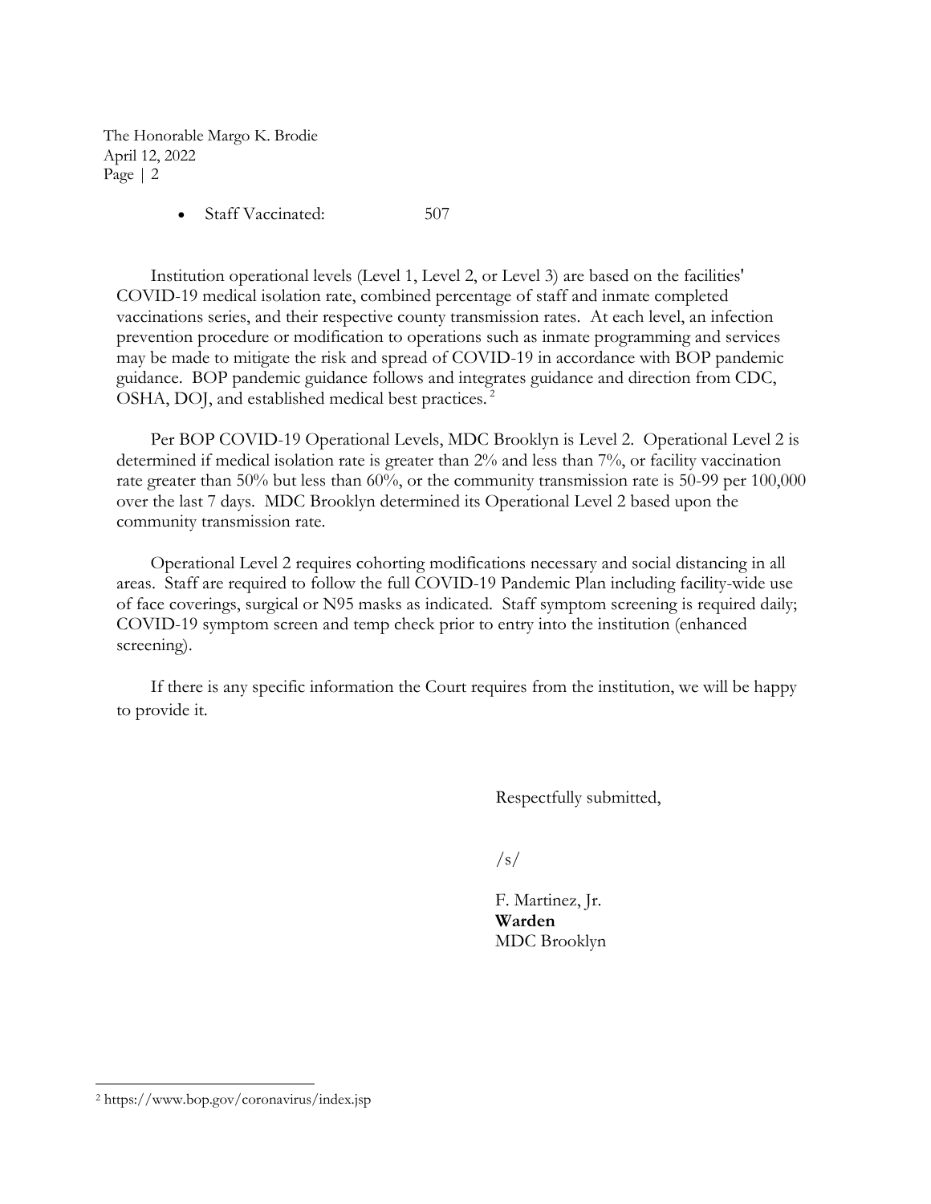- Staff Vaccinated: 507

Institution operational levels (Level 1, Level 2, or Level 3) are based on the facilities' COVID-19 medical isolation rate, combined percentage of staff and inmate completed vaccinations series, and their respective county transmission rates. At each level, an infection prevention procedure or modification to operations such as inmate programming and services may be made to mitigate the risk and spread of COVID-19 in accordance with BOP pandemic guidance. BOP pandemic guidance follows and integrates guidance and direction from CDC, OSHA, DOJ, and established medical best practices.[2]

Per BOP COVID-19 Operational Levels, MDC Brooklyn is Level 2. Operational Level 2 is determined if medical isolation rate is greater than 2% and less than 7%, or facility vaccination rate greater than 50% but less than 60%, or the community transmission rate is 50-99 per 100,000 over the last 7 days. MDC Brooklyn determined its Operational Level 2 based upon the community transmission rate.

Operational Level 2 requires cohorting modifications necessary and social distancing in all areas. Staff are required to follow the full COVID-19 Pandemic Plan including facility-wide use of face coverings, surgical or N95 masks as indicated. Staff symptom screening is required daily; COVID-19 symptom screen and temp check prior to entry into the institution (enhanced screening).

If there is any specific information the Court requires from the institution, we will be happy to provide it.

Respectfully submitted,

/s/

F. Martinez, Jr.
**Warden**
MDC Brooklyn

[2] https://www.bop.gov/coronavirus/index.jsp